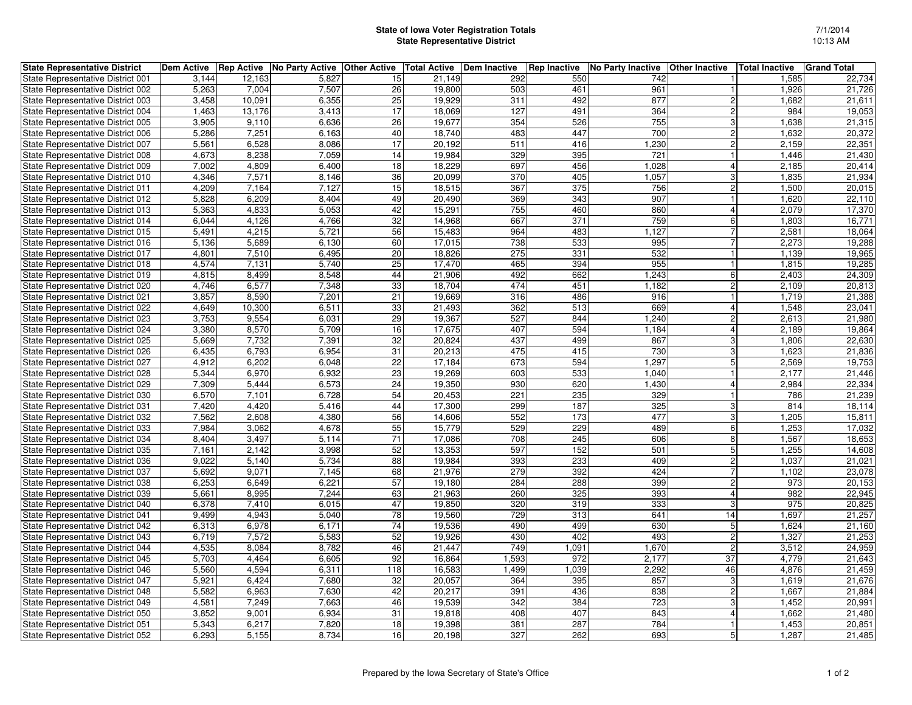**State of Iowa Voter Registration Totals**
**State Representative District**

7/1/2014
10:13 AM

| State Representative District | Dem Active | Rep Active | No Party Active | Other Active | Total Active | Dem Inactive | Rep Inactive | No Party Inactive | Other Inactive | Total Inactive | Grand Total |
|---|---|---|---|---|---|---|---|---|---|---|---|
| State Representative District 001 | 3,144 | 12,163 | 5,827 | 15 | 21,149 | 292 | 550 | 742 | 1 | 1,585 | 22,734 |
| State Representative District 002 | 5,263 | 7,004 | 7,507 | 26 | 19,800 | 503 | 461 | 961 | 1 | 1,926 | 21,726 |
| State Representative District 003 | 3,458 | 10,091 | 6,355 | 25 | 19,929 | 311 | 492 | 877 | 2 | 1,682 | 21,611 |
| State Representative District 004 | 1,463 | 13,176 | 3,413 | 17 | 18,069 | 127 | 491 | 364 | 2 | 984 | 19,053 |
| State Representative District 005 | 3,905 | 9,110 | 6,636 | 26 | 19,677 | 354 | 526 | 755 | 3 | 1,638 | 21,315 |
| State Representative District 006 | 5,286 | 7,251 | 6,163 | 40 | 18,740 | 483 | 447 | 700 | 2 | 1,632 | 20,372 |
| State Representative District 007 | 5,561 | 6,528 | 8,086 | 17 | 20,192 | 511 | 416 | 1,230 | 2 | 2,159 | 22,351 |
| State Representative District 008 | 4,673 | 8,238 | 7,059 | 14 | 19,984 | 329 | 395 | 721 | 1 | 1,446 | 21,430 |
| State Representative District 009 | 7,002 | 4,809 | 6,400 | 18 | 18,229 | 697 | 456 | 1,028 | 4 | 2,185 | 20,414 |
| State Representative District 010 | 4,346 | 7,571 | 8,146 | 36 | 20,099 | 370 | 405 | 1,057 | 3 | 1,835 | 21,934 |
| State Representative District 011 | 4,209 | 7,164 | 7,127 | 15 | 18,515 | 367 | 375 | 756 | 2 | 1,500 | 20,015 |
| State Representative District 012 | 5,828 | 6,209 | 8,404 | 49 | 20,490 | 369 | 343 | 907 | 1 | 1,620 | 22,110 |
| State Representative District 013 | 5,363 | 4,833 | 5,053 | 42 | 15,291 | 755 | 460 | 860 | 4 | 2,079 | 17,370 |
| State Representative District 014 | 6,044 | 4,126 | 4,766 | 32 | 14,968 | 667 | 371 | 759 | 6 | 1,803 | 16,771 |
| State Representative District 015 | 5,491 | 4,215 | 5,721 | 56 | 15,483 | 964 | 483 | 1,127 | 7 | 2,581 | 18,064 |
| State Representative District 016 | 5,136 | 5,689 | 6,130 | 60 | 17,015 | 738 | 533 | 995 | 7 | 2,273 | 19,288 |
| State Representative District 017 | 4,801 | 7,510 | 6,495 | 20 | 18,826 | 275 | 331 | 532 | 1 | 1,139 | 19,965 |
| State Representative District 018 | 4,574 | 7,131 | 5,740 | 25 | 17,470 | 465 | 394 | 955 | 1 | 1,815 | 19,285 |
| State Representative District 019 | 4,815 | 8,499 | 8,548 | 44 | 21,906 | 492 | 662 | 1,243 | 6 | 2,403 | 24,309 |
| State Representative District 020 | 4,746 | 6,577 | 7,348 | 33 | 18,704 | 474 | 451 | 1,182 | 2 | 2,109 | 20,813 |
| State Representative District 021 | 3,857 | 8,590 | 7,201 | 21 | 19,669 | 316 | 486 | 916 | 1 | 1,719 | 21,388 |
| State Representative District 022 | 4,649 | 10,300 | 6,511 | 33 | 21,493 | 362 | 513 | 669 | 4 | 1,548 | 23,041 |
| State Representative District 023 | 3,753 | 9,554 | 6,031 | 29 | 19,367 | 527 | 844 | 1,240 | 2 | 2,613 | 21,980 |
| State Representative District 024 | 3,380 | 8,570 | 5,709 | 16 | 17,675 | 407 | 594 | 1,184 | 4 | 2,189 | 19,864 |
| State Representative District 025 | 5,669 | 7,732 | 7,391 | 32 | 20,824 | 437 | 499 | 867 | 3 | 1,806 | 22,630 |
| State Representative District 026 | 6,435 | 6,793 | 6,954 | 31 | 20,213 | 475 | 415 | 730 | 3 | 1,623 | 21,836 |
| State Representative District 027 | 4,912 | 6,202 | 6,048 | 22 | 17,184 | 673 | 594 | 1,297 | 5 | 2,569 | 19,753 |
| State Representative District 028 | 5,344 | 6,970 | 6,932 | 23 | 19,269 | 603 | 533 | 1,040 | 1 | 2,177 | 21,446 |
| State Representative District 029 | 7,309 | 5,444 | 6,573 | 24 | 19,350 | 930 | 620 | 1,430 | 4 | 2,984 | 22,334 |
| State Representative District 030 | 6,570 | 7,101 | 6,728 | 54 | 20,453 | 221 | 235 | 329 | 1 | 786 | 21,239 |
| State Representative District 031 | 7,420 | 4,420 | 5,416 | 44 | 17,300 | 299 | 187 | 325 | 3 | 814 | 18,114 |
| State Representative District 032 | 7,562 | 2,608 | 4,380 | 56 | 14,606 | 552 | 173 | 477 | 3 | 1,205 | 15,811 |
| State Representative District 033 | 7,984 | 3,062 | 4,678 | 55 | 15,779 | 529 | 229 | 489 | 6 | 1,253 | 17,032 |
| State Representative District 034 | 8,404 | 3,497 | 5,114 | 71 | 17,086 | 708 | 245 | 606 | 8 | 1,567 | 18,653 |
| State Representative District 035 | 7,161 | 2,142 | 3,998 | 52 | 13,353 | 597 | 152 | 501 | 5 | 1,255 | 14,608 |
| State Representative District 036 | 9,022 | 5,140 | 5,734 | 88 | 19,984 | 393 | 233 | 409 | 2 | 1,037 | 21,021 |
| State Representative District 037 | 5,692 | 9,071 | 7,145 | 68 | 21,976 | 279 | 392 | 424 | 7 | 1,102 | 23,078 |
| State Representative District 038 | 6,253 | 6,649 | 6,221 | 57 | 19,180 | 284 | 288 | 399 | 2 | 973 | 20,153 |
| State Representative District 039 | 5,661 | 8,995 | 7,244 | 63 | 21,963 | 260 | 325 | 393 | 4 | 982 | 22,945 |
| State Representative District 040 | 6,378 | 7,410 | 6,015 | 47 | 19,850 | 320 | 319 | 333 | 3 | 975 | 20,825 |
| State Representative District 041 | 9,499 | 4,943 | 5,040 | 78 | 19,560 | 729 | 313 | 641 | 14 | 1,697 | 21,257 |
| State Representative District 042 | 6,313 | 6,978 | 6,171 | 74 | 19,536 | 490 | 499 | 630 | 5 | 1,624 | 21,160 |
| State Representative District 043 | 6,719 | 7,572 | 5,583 | 52 | 19,926 | 430 | 402 | 493 | 2 | 1,327 | 21,253 |
| State Representative District 044 | 4,535 | 8,084 | 8,782 | 46 | 21,447 | 749 | 1,091 | 1,670 | 2 | 3,512 | 24,959 |
| State Representative District 045 | 5,703 | 4,464 | 6,605 | 92 | 16,864 | 1,593 | 972 | 2,177 | 37 | 4,779 | 21,643 |
| State Representative District 046 | 5,560 | 4,594 | 6,311 | 118 | 16,583 | 1,499 | 1,039 | 2,292 | 46 | 4,876 | 21,459 |
| State Representative District 047 | 5,921 | 6,424 | 7,680 | 32 | 20,057 | 364 | 395 | 857 | 3 | 1,619 | 21,676 |
| State Representative District 048 | 5,582 | 6,963 | 7,630 | 42 | 20,217 | 391 | 436 | 838 | 2 | 1,667 | 21,884 |
| State Representative District 049 | 4,581 | 7,249 | 7,663 | 46 | 19,539 | 342 | 384 | 723 | 3 | 1,452 | 20,991 |
| State Representative District 050 | 3,852 | 9,001 | 6,934 | 31 | 19,818 | 408 | 407 | 843 | 4 | 1,662 | 21,480 |
| State Representative District 051 | 5,343 | 6,217 | 7,820 | 18 | 19,398 | 381 | 287 | 784 | 1 | 1,453 | 20,851 |
| State Representative District 052 | 6,293 | 5,155 | 8,734 | 16 | 20,198 | 327 | 262 | 693 | 5 | 1,287 | 21,485 |

Prepared by the Iowa Secretary of State's Office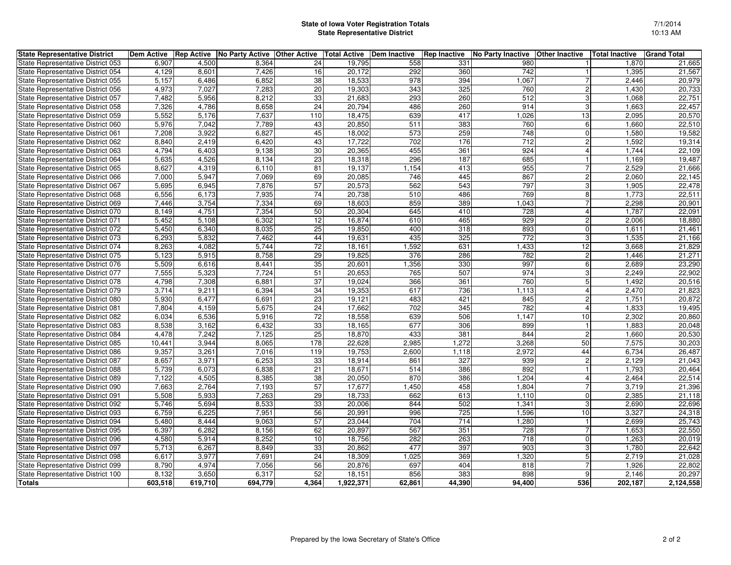**State of Iowa Voter Registration Totals**
**State Representative District**

7/1/2014
10:13 AM

| State Representative District | Dem Active | Rep Active | No Party Active | Other Active | Total Active | Dem Inactive | Rep Inactive | No Party Inactive | Other Inactive | Total Inactive | Grand Total |
|---|---|---|---|---|---|---|---|---|---|---|---|
| State Representative District 053 | 6,907 | 4,500 | 8,364 | 24 | 19,795 | 558 | 331 | 980 | 1 | 1,870 | 21,665 |
| State Representative District 054 | 4,129 | 8,601 | 7,426 | 16 | 20,172 | 292 | 360 | 742 | 1 | 1,395 | 21,567 |
| State Representative District 055 | 5,157 | 6,486 | 6,852 | 38 | 18,533 | 978 | 394 | 1,067 | 7 | 2,446 | 20,979 |
| State Representative District 056 | 4,973 | 7,027 | 7,283 | 20 | 19,303 | 343 | 325 | 760 | 2 | 1,430 | 20,733 |
| State Representative District 057 | 7,482 | 5,956 | 8,212 | 33 | 21,683 | 293 | 260 | 512 | 3 | 1,068 | 22,751 |
| State Representative District 058 | 7,326 | 4,786 | 8,658 | 24 | 20,794 | 486 | 260 | 914 | 3 | 1,663 | 22,457 |
| State Representative District 059 | 5,552 | 5,176 | 7,637 | 110 | 18,475 | 639 | 417 | 1,026 | 13 | 2,095 | 20,570 |
| State Representative District 060 | 5,976 | 7,042 | 7,789 | 43 | 20,850 | 511 | 383 | 760 | 6 | 1,660 | 22,510 |
| State Representative District 061 | 7,208 | 3,922 | 6,827 | 45 | 18,002 | 573 | 259 | 748 | 0 | 1,580 | 19,582 |
| State Representative District 062 | 8,840 | 2,419 | 6,420 | 43 | 17,722 | 702 | 176 | 712 | 2 | 1,592 | 19,314 |
| State Representative District 063 | 4,794 | 6,403 | 9,138 | 30 | 20,365 | 455 | 361 | 924 | 4 | 1,744 | 22,109 |
| State Representative District 064 | 5,635 | 4,526 | 8,134 | 23 | 18,318 | 296 | 187 | 685 | 1 | 1,169 | 19,487 |
| State Representative District 065 | 8,627 | 4,319 | 6,110 | 81 | 19,137 | 1,154 | 413 | 955 | 7 | 2,529 | 21,666 |
| State Representative District 066 | 7,000 | 5,947 | 7,069 | 69 | 20,085 | 746 | 445 | 867 | 2 | 2,060 | 22,145 |
| State Representative District 067 | 5,695 | 6,945 | 7,876 | 57 | 20,573 | 562 | 543 | 797 | 3 | 1,905 | 22,478 |
| State Representative District 068 | 6,556 | 6,173 | 7,935 | 74 | 20,738 | 510 | 486 | 769 | 8 | 1,773 | 22,511 |
| State Representative District 069 | 7,446 | 3,754 | 7,334 | 69 | 18,603 | 859 | 389 | 1,043 | 7 | 2,298 | 20,901 |
| State Representative District 070 | 8,149 | 4,751 | 7,354 | 50 | 20,304 | 645 | 410 | 728 | 4 | 1,787 | 22,091 |
| State Representative District 071 | 5,452 | 5,108 | 6,302 | 12 | 16,874 | 610 | 465 | 929 | 2 | 2,006 | 18,880 |
| State Representative District 072 | 5,450 | 6,340 | 8,035 | 25 | 19,850 | 400 | 318 | 893 | 0 | 1,611 | 21,461 |
| State Representative District 073 | 6,293 | 5,832 | 7,462 | 44 | 19,631 | 435 | 325 | 772 | 3 | 1,535 | 21,166 |
| State Representative District 074 | 8,263 | 4,082 | 5,744 | 72 | 18,161 | 1,592 | 631 | 1,433 | 12 | 3,668 | 21,829 |
| State Representative District 075 | 5,123 | 5,915 | 8,758 | 29 | 19,825 | 376 | 286 | 782 | 2 | 1,446 | 21,271 |
| State Representative District 076 | 5,509 | 6,616 | 8,441 | 35 | 20,601 | 1,356 | 330 | 997 | 6 | 2,689 | 23,290 |
| State Representative District 077 | 7,555 | 5,323 | 7,724 | 51 | 20,653 | 765 | 507 | 974 | 3 | 2,249 | 22,902 |
| State Representative District 078 | 4,798 | 7,308 | 6,881 | 37 | 19,024 | 366 | 361 | 760 | 5 | 1,492 | 20,516 |
| State Representative District 079 | 3,714 | 9,211 | 6,394 | 34 | 19,353 | 617 | 736 | 1,113 | 4 | 2,470 | 21,823 |
| State Representative District 080 | 5,930 | 6,477 | 6,691 | 23 | 19,121 | 483 | 421 | 845 | 2 | 1,751 | 20,872 |
| State Representative District 081 | 7,804 | 4,159 | 5,675 | 24 | 17,662 | 702 | 345 | 782 | 4 | 1,833 | 19,495 |
| State Representative District 082 | 6,034 | 6,536 | 5,916 | 72 | 18,558 | 639 | 506 | 1,147 | 10 | 2,302 | 20,860 |
| State Representative District 083 | 8,538 | 3,162 | 6,432 | 33 | 18,165 | 677 | 306 | 899 | 1 | 1,883 | 20,048 |
| State Representative District 084 | 4,478 | 7,242 | 7,125 | 25 | 18,870 | 433 | 381 | 844 | 2 | 1,660 | 20,530 |
| State Representative District 085 | 10,441 | 3,944 | 8,065 | 178 | 22,628 | 2,985 | 1,272 | 3,268 | 50 | 7,575 | 30,203 |
| State Representative District 086 | 9,357 | 3,261 | 7,016 | 119 | 19,753 | 2,600 | 1,118 | 2,972 | 44 | 6,734 | 26,487 |
| State Representative District 087 | 8,657 | 3,971 | 6,253 | 33 | 18,914 | 861 | 327 | 939 | 2 | 2,129 | 21,043 |
| State Representative District 088 | 5,739 | 6,073 | 6,838 | 21 | 18,671 | 514 | 386 | 892 | 1 | 1,793 | 20,464 |
| State Representative District 089 | 7,122 | 4,505 | 8,385 | 38 | 20,050 | 870 | 386 | 1,204 | 4 | 2,464 | 22,514 |
| State Representative District 090 | 7,663 | 2,764 | 7,193 | 57 | 17,677 | 1,450 | 458 | 1,804 | 7 | 3,719 | 21,396 |
| State Representative District 091 | 5,508 | 5,933 | 7,263 | 29 | 18,733 | 662 | 613 | 1,110 | 0 | 2,385 | 21,118 |
| State Representative District 092 | 5,746 | 5,694 | 8,533 | 33 | 20,006 | 844 | 502 | 1,341 | 3 | 2,690 | 22,696 |
| State Representative District 093 | 6,759 | 6,225 | 7,951 | 56 | 20,991 | 996 | 725 | 1,596 | 10 | 3,327 | 24,318 |
| State Representative District 094 | 5,480 | 8,444 | 9,063 | 57 | 23,044 | 704 | 714 | 1,280 | 1 | 2,699 | 25,743 |
| State Representative District 095 | 6,397 | 6,282 | 8,156 | 62 | 20,897 | 567 | 351 | 728 | 7 | 1,653 | 22,550 |
| State Representative District 096 | 4,580 | 5,914 | 8,252 | 10 | 18,756 | 282 | 263 | 718 | 0 | 1,263 | 20,019 |
| State Representative District 097 | 5,713 | 6,267 | 8,849 | 33 | 20,862 | 477 | 397 | 903 | 3 | 1,780 | 22,642 |
| State Representative District 098 | 6,617 | 3,977 | 7,691 | 24 | 18,309 | 1,025 | 369 | 1,320 | 5 | 2,719 | 21,028 |
| State Representative District 099 | 8,790 | 4,974 | 7,056 | 56 | 20,876 | 697 | 404 | 818 | 7 | 1,926 | 22,802 |
| State Representative District 100 | 8,132 | 3,650 | 6,317 | 52 | 18,151 | 856 | 383 | 898 | 9 | 2,146 | 20,297 |
| **Totals** | **603,518** | **619,710** | **694,779** | **4,364** | **1,922,371** | **62,861** | **44,390** | **94,400** | **536** | **202,187** | **2,124,558** |

Prepared by the Iowa Secretary of State's Office